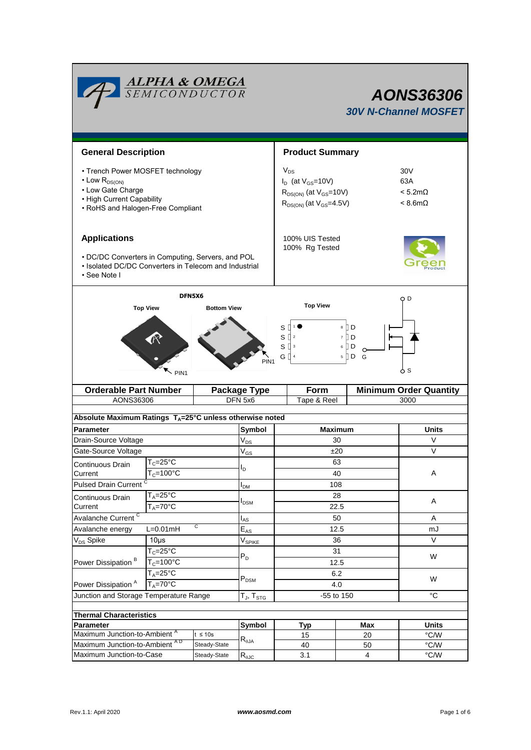# AONS36306

## 30V N-Channel MOSFET

## General Description

- Trench Power MOSFET technology
- Low $R_{DS(ON)}$
- Low Gate Charge
- High Current Capability
- RoHS and Halogen-Free Compliant

## Product Summary

| | |
|---|---|
| $V_{DS}$ | 30V |
| $I_D$ (at $V_{GS}$=10V) | 63A |
| $R_{DS(ON)}$ (at $V_{GS}$=10V) | < 5.2mΩ |
| $R_{DS(ON)}$ (at $V_{GS}$=4.5V) | < 8.6mΩ |

100% UIS Tested
100% Rg Tested

## Applications

- DC/DC Converters in Computing, Servers, and POL
- Isolated DC/DC Converters in Telecom and Industrial
- See Note I

DFN5X6

Top View | Bottom View | Top View

PIN1

S 1 | 8 D
S 2 | 7 D
S 3 | 6 D
G 4 | 5 D

D, G, S

| Orderable Part Number | Package Type | Form | Minimum Order Quantity |
|---|---|---|---|
| AONS36306 | DFN 5x6 | Tape & Reel | 3000 |

**Absolute Maximum Ratings $T_A$=25°C unless otherwise noted**

| Parameter | | Symbol | Maximum | Units |
|---|---|---|---|---|
| Drain-Source Voltage | | $V_{DS}$ | 30 | V |
| Gate-Source Voltage | | $V_{GS}$ | ±20 | V |
| Continuous Drain Current | $T_C$=25°C | $I_D$ | 63 | A |
| | $T_C$=100°C | | 40 | |
| Pulsed Drain Current [C] | | $I_{DM}$ | 108 | |
| Continuous Drain Current | $T_A$=25°C | $I_{DSM}$ | 28 | A |
| | $T_A$=70°C | | 22.5 | |
| Avalanche Current [C] | | $I_{AS}$ | 50 | A |
| Avalanche energy | L=0.01mH [C] | $E_{AS}$ | 12.5 | mJ |
| $V_{DS}$ Spike | 10µs | $V_{SPIKE}$ | 36 | V |
| Power Dissipation [B] | $T_C$=25°C | $P_D$ | 31 | W |
| | $T_C$=100°C | | 12.5 | |
| Power Dissipation [A] | $T_A$=25°C | $P_{DSM}$ | 6.2 | W |
| | $T_A$=70°C | | 4.0 | |
| Junction and Storage Temperature Range | | $T_J$, $T_{STG}$ | -55 to 150 | °C |

**Thermal Characteristics**

| Parameter | | Symbol | Typ | Max | Units |
|---|---|---|---|---|---|
| Maximum Junction-to-Ambient [A] | t ≤ 10s | $R_{\theta JA}$ | 15 | 20 | °C/W |
| Maximum Junction-to-Ambient [A D] | Steady-State | | 40 | 50 | °C/W |
| Maximum Junction-to-Case | Steady-State | $R_{\theta JC}$ | 3.1 | 4 | °C/W |

Rev.1.1: April 2020 www.aosmd.com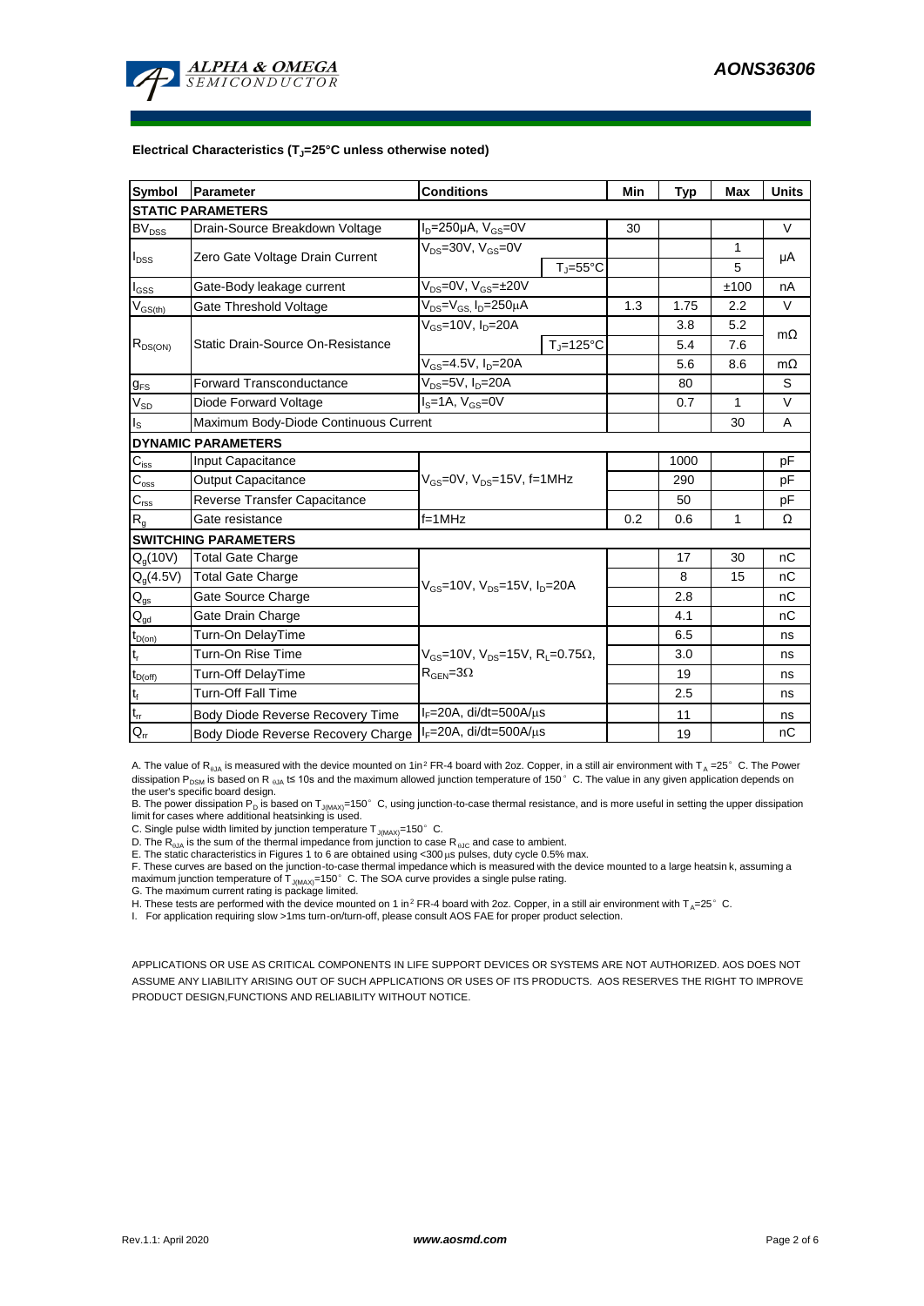### Electrical Characteristics ($T_J$=25°C unless otherwise noted)

| Symbol | Parameter | Conditions | | Min | Typ | Max | Units |
|---|---|---|---|---|---|---|---|
| **STATIC PARAMETERS** | | | | | | | |
| $BV_{DSS}$ | Drain-Source Breakdown Voltage | $I_D$=250µA, $V_{GS}$=0V | | 30 | | | V |
| $I_{DSS}$ | Zero Gate Voltage Drain Current | $V_{DS}$=30V, $V_{GS}$=0V | | | | 1 | µA |
| | | | $T_J$=55°C | | | 5 | |
| $I_{GSS}$ | Gate-Body leakage current | $V_{DS}$=0V, $V_{GS}$=±20V | | | | ±100 | nA |
| $V_{GS(th)}$ | Gate Threshold Voltage | $V_{DS}$=$V_{GS}$, $I_D$=250µA | | 1.3 | 1.75 | 2.2 | V |
| $R_{DS(ON)}$ | Static Drain-Source On-Resistance | $V_{GS}$=10V, $I_D$=20A | | | 3.8 | 5.2 | mΩ |
| | | | $T_J$=125°C | | 5.4 | 7.6 | |
| | | $V_{GS}$=4.5V, $I_D$=20A | | | 5.6 | 8.6 | mΩ |
| $g_{FS}$ | Forward Transconductance | $V_{DS}$=5V, $I_D$=20A | | | 80 | | S |
| $V_{SD}$ | Diode Forward Voltage | $I_S$=1A, $V_{GS}$=0V | | | 0.7 | 1 | V |
| $I_S$ | Maximum Body-Diode Continuous Current | | | | | 30 | A |
| **DYNAMIC PARAMETERS** | | | | | | | |
| $C_{iss}$ | Input Capacitance | $V_{GS}$=0V, $V_{DS}$=15V, f=1MHz | | | 1000 | | pF |
| $C_{oss}$ | Output Capacitance | | | | 290 | | pF |
| $C_{rss}$ | Reverse Transfer Capacitance | | | | 50 | | pF |
| $R_g$ | Gate resistance | f=1MHz | | 0.2 | 0.6 | 1 | Ω |
| **SWITCHING PARAMETERS** | | | | | | | |
| $Q_g$(10V) | Total Gate Charge | $V_{GS}$=10V, $V_{DS}$=15V, $I_D$=20A | | | 17 | 30 | nC |
| $Q_g$(4.5V) | Total Gate Charge | | | | 8 | 15 | nC |
| $Q_{gs}$ | Gate Source Charge | | | | 2.8 | | nC |
| $Q_{gd}$ | Gate Drain Charge | | | | 4.1 | | nC |
| $t_{D(on)}$ | Turn-On DelayTime | $V_{GS}$=10V, $V_{DS}$=15V, $R_L$=0.75Ω, $R_{GEN}$=3Ω | | | 6.5 | | ns |
| $t_r$ | Turn-On Rise Time | | | | 3.0 | | ns |
| $t_{D(off)}$ | Turn-Off DelayTime | | | | 19 | | ns |
| $t_f$ | Turn-Off Fall Time | | | | 2.5 | | ns |
| $t_{rr}$ | Body Diode Reverse Recovery Time | $I_F$=20A, di/dt=500A/µs | | | 11 | | ns |
| $Q_{rr}$ | Body Diode Reverse Recovery Charge | $I_F$=20A, di/dt=500A/µs | | | 19 | | nC |

A. The value of $R_{\theta JA}$ is measured with the device mounted on 1in² FR-4 board with 2oz. Copper, in a still air environment with $T_A$ =25° C. The Power dissipation $P_{DSM}$ is based on R $_{\theta JA}$ t≤ 10s and the maximum allowed junction temperature of 150° C. The value in any given application depends on the user's specific board design.

B. The power dissipation $P_D$ is based on $T_{J(MAX)}$=150° C, using junction-to-case thermal resistance, and is more useful in setting the upper dissipation limit for cases where additional heatsinking is used.

C. Single pulse width limited by junction temperature $T_{J(MAX)}$=150° C.

D. The $R_{\theta JA}$ is the sum of the thermal impedance from junction to case $R_{\theta JC}$ and case to ambient.

E. The static characteristics in Figures 1 to 6 are obtained using <300µs pulses, duty cycle 0.5% max.

F. These curves are based on the junction-to-case thermal impedance which is measured with the device mounted to a large heatsink, assuming a maximum junction temperature of $T_{J(MAX)}$=150° C. The SOA curve provides a single pulse rating.

G. The maximum current rating is package limited.

H. These tests are performed with the device mounted on 1 in² FR-4 board with 2oz. Copper, in a still air environment with $T_A$=25° C.

I. For application requiring slow >1ms turn-on/turn-off, please consult AOS FAE for proper product selection.

APPLICATIONS OR USE AS CRITICAL COMPONENTS IN LIFE SUPPORT DEVICES OR SYSTEMS ARE NOT AUTHORIZED. AOS DOES NOT ASSUME ANY LIABILITY ARISING OUT OF SUCH APPLICATIONS OR USES OF ITS PRODUCTS. AOS RESERVES THE RIGHT TO IMPROVE PRODUCT DESIGN,FUNCTIONS AND RELIABILITY WITHOUT NOTICE.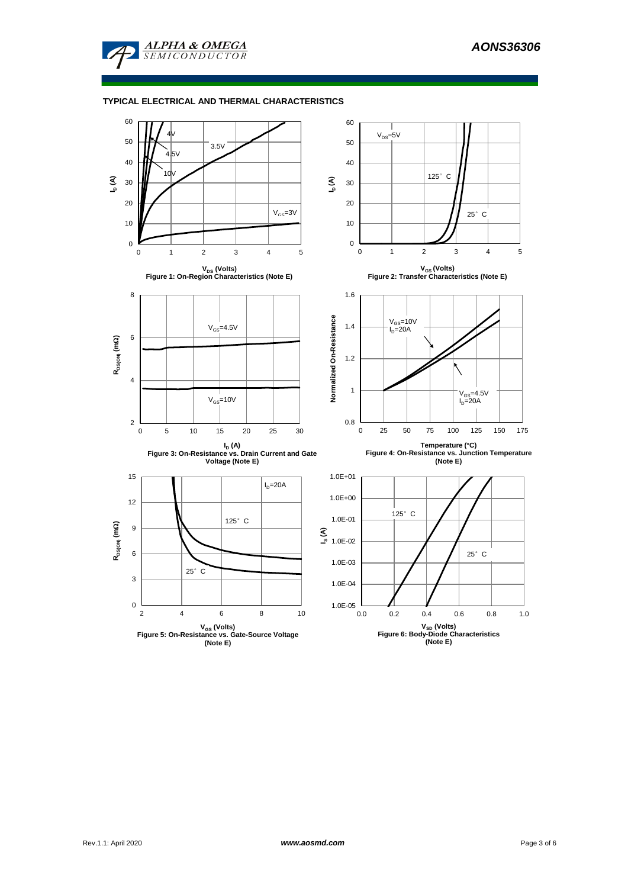**TYPICAL ELECTRICAL AND THERMAL CHARACTERISTICS**

Figure 1: On-Region Characteristics (Note E)

Figure 2: Transfer Characteristics (Note E)

Figure 3: On-Resistance vs. Drain Current and Gate Voltage (Note E)

Figure 4: On-Resistance vs. Junction Temperature (Note E)

Figure 5: On-Resistance vs. Gate-Source Voltage (Note E)

Figure 6: Body-Diode Characteristics (Note E)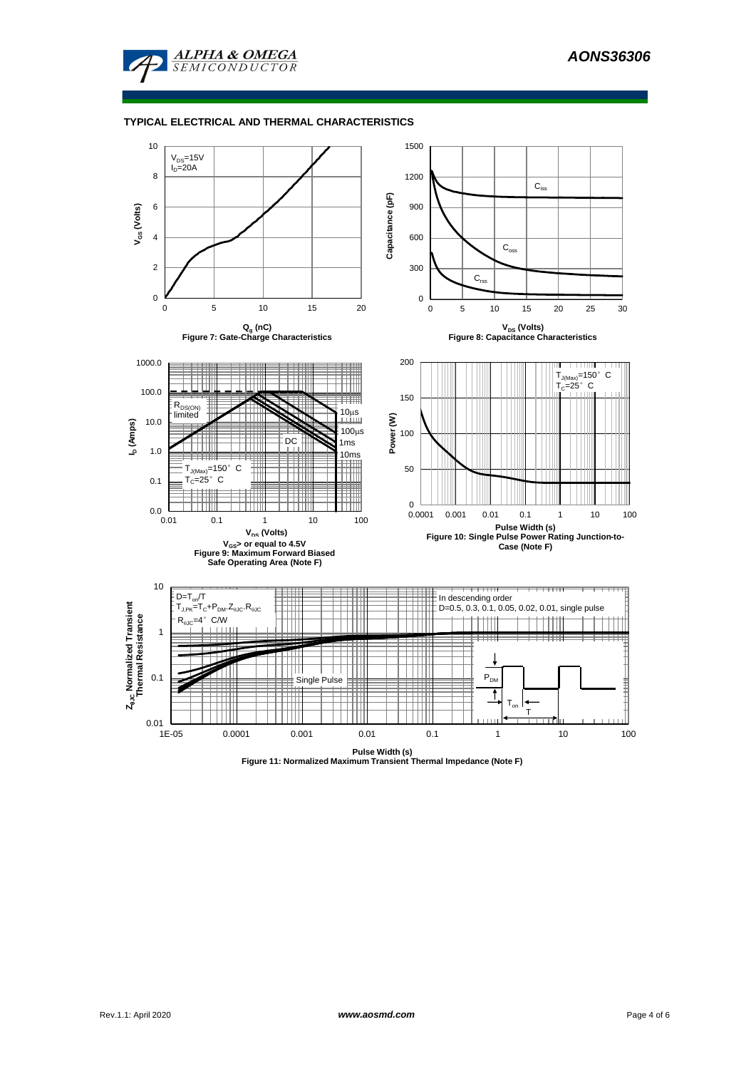## TYPICAL ELECTRICAL AND THERMAL CHARACTERISTICS

$V_{DS}$=15V
$I_D$=20A

$V_{GS}$ (Volts)

$Q_g$ (nC)

**Figure 7: Gate-Charge Characteristics**

$C_{iss}$

$C_{oss}$

$C_{rss}$

Capacitance (pF)

$V_{DS}$ (Volts)

**Figure 8: Capacitance Characteristics**

$R_{DS(ON)}$ limited

10µs

100µs

DC

1ms

10ms

$T_{J(Max)}$=150° C
$T_C$=25° C

$I_D$ (Amps)

$V_{DS}$ (Volts)

$V_{GS}$> or equal to 4.5V

**Figure 9: Maximum Forward Biased Safe Operating Area (Note F)**

$T_{J(Max)}$=150° C
$T_C$=25° C

Power (W)

Pulse Width (s)

**Figure 10: Single Pulse Power Rating Junction-to-Case (Note F)**

$D=T_{on}/T$
$T_{J,PK}=T_C+P_{DM}.Z_{\theta JC}.R_{\theta JC}$
$R_{\theta JC}$=4° C/W

In descending order
D=0.5, 0.3, 0.1, 0.05, 0.02, 0.01, single pulse

Single Pulse

$P_{DM}$

$T_{on}$

T

$Z_{\theta JC}$ Normalized Transient Thermal Resistance

Pulse Width (s)

**Figure 11: Normalized Maximum Transient Thermal Impedance (Note F)**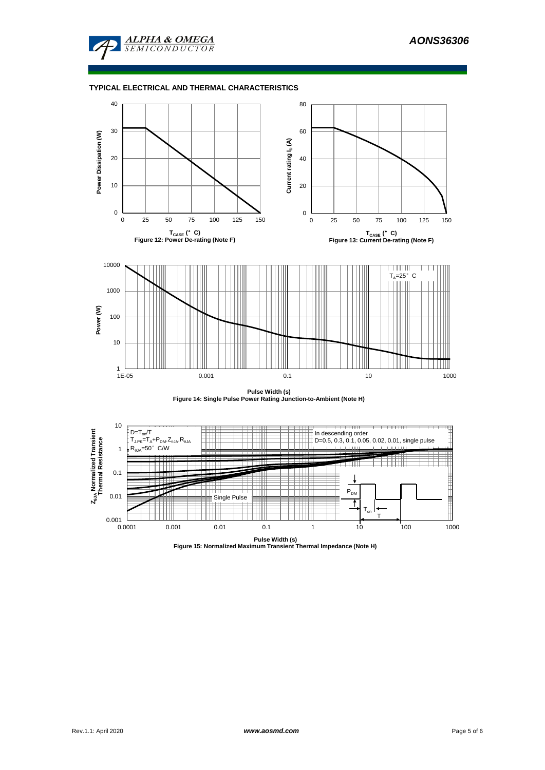## TYPICAL ELECTRICAL AND THERMAL CHARACTERISTICS

Power Dissipation (W)

$T_{CASE}$ (°C)

Figure 12: Power De-rating (Note F)

Current rating $I_D$ (A)

$T_{CASE}$ (°C)

Figure 13: Current De-rating (Note F)

$T_A$=25°C

Power (W)

Pulse Width (s)

Figure 14: Single Pulse Power Rating Junction-to-Ambient (Note H)

$D=T_{on}/T$

$T_{J,PK}=T_A+P_{DM}.Z_{\theta JA}.R_{\theta JA}$

$R_{\theta JA}$=50°C/W

In descending order
D=0.5, 0.3, 0.1, 0.05, 0.02, 0.01, single pulse

Single Pulse

$Z_{\theta JA}$ Normalized Transient Thermal Resistance

Pulse Width (s)

Figure 15: Normalized Maximum Transient Thermal Impedance (Note H)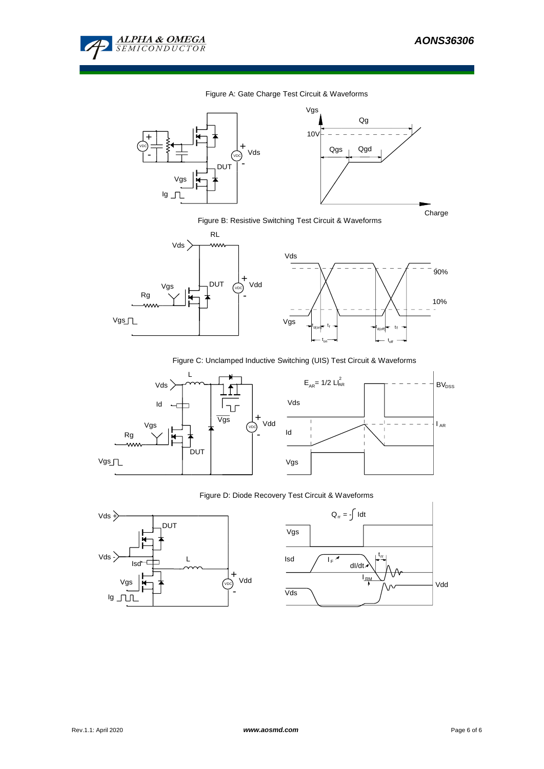Figure A: Gate Charge Test Circuit & Waveforms

VDC
+
-
Vds
DUT
Vgs
Ig
Vgs
Qg
10V
Qgs
Qgd
Charge

Figure B: Resistive Switching Test Circuit & Waveforms

RL
Vds
DUT
Vgs
Rg
Vgs
+
Vdd
-
VDC
Vds
90%
10%
Vgs
$t_{d(on)}$ $t_r$
$t_{on}$
$t_{d(off)}$ $t_f$
$t_{off}$

Figure C: Unclamped Inductive Switching (UIS) Test Circuit & Waveforms

L
Vds
Id
Vgs
Rg
Vgs
DUT
Vgs
+
Vdd
-
VDC
$E_{AR} = 1/2\ LI_{AR}^2$
$BV_{DSS}$
Vds
Id
$I_{AR}$
Vgs

Figure D: Diode Recovery Test Circuit & Waveforms

Vds +
DUT
Vds -
Isd
L
Vgs
Ig
+
Vdd
-
VDC
$Q_{rr} = -\int Idt$
Vgs
Isd
$I_F$
dI/dt
$t_{rr}$
$I_{RM}$
Vds
Vdd